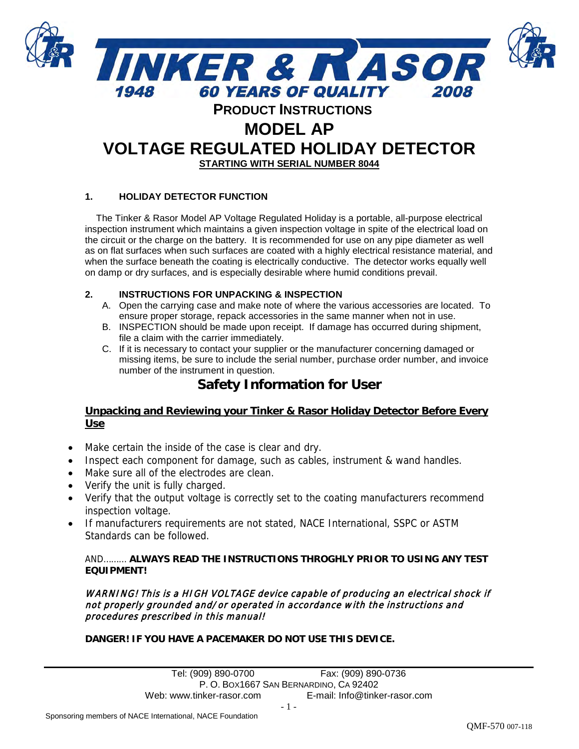# TINKER & RASOR

1948 60 YEARS OF QUALITY 2008

## PRODUCT INSTRUCTIONS

# MODEL AP

# VOLTAGE REGULATED HOLIDAY DETECTOR

**STARTING WITH SERIAL NUMBER 8044**

### 1. HOLIDAY DETECTOR FUNCTION

The Tinker & Rasor Model AP Voltage Regulated Holiday is a portable, all-purpose electrical inspection instrument which maintains a given inspection voltage in spite of the electrical load on the circuit or the charge on the battery. It is recommended for use on any pipe diameter as well as on flat surfaces when such surfaces are coated with a highly electrical resistance material, and when the surface beneath the coating is electrically conductive. The detector works equally well on damp or dry surfaces, and is especially desirable where humid conditions prevail.

### 2. INSTRUCTIONS FOR UNPACKING & INSPECTION

A. Open the carrying case and make note of where the various accessories are located. To ensure proper storage, repack accessories in the same manner when not in use.

B. INSPECTION should be made upon receipt. If damage has occurred during shipment, file a claim with the carrier immediately.

C. If it is necessary to contact your supplier or the manufacturer concerning damaged or missing items, be sure to include the serial number, purchase order number, and invoice number of the instrument in question.

## Safety Information for User

**Unpacking and Reviewing your Tinker & Rasor Holiday Detector Before Every Use**

- Make certain the inside of the case is clear and dry.
- Inspect each component for damage, such as cables, instrument & wand handles.
- Make sure all of the electrodes are clean.
- Verify the unit is fully charged.
- Verify that the output voltage is correctly set to the coating manufacturers recommend inspection voltage.
- If manufacturers requirements are not stated, NACE International, SSPC or ASTM Standards can be followed.

AND……… **ALWAYS READ THE INSTRUCTIONS THROGHLY PRIOR TO USING ANY TEST EQUIPMENT!**

*WARNING! This is a HIGH VOLTAGE device capable of producing an electrical shock if not properly grounded and/or operated in accordance with the instructions and procedures prescribed in this manual!*

**DANGER! IF YOU HAVE A PACEMAKER DO NOT USE THIS DEVICE.**

Tel: (909) 890-0700 Fax: (909) 890-0736
P. O. BOX1667 SAN BERNARDINO, CA 92402
Web: www.tinker-rasor.com E-mail: Info@tinker-rasor.com

Sponsoring members of NACE International, NACE Foundation

QMF-570 007-118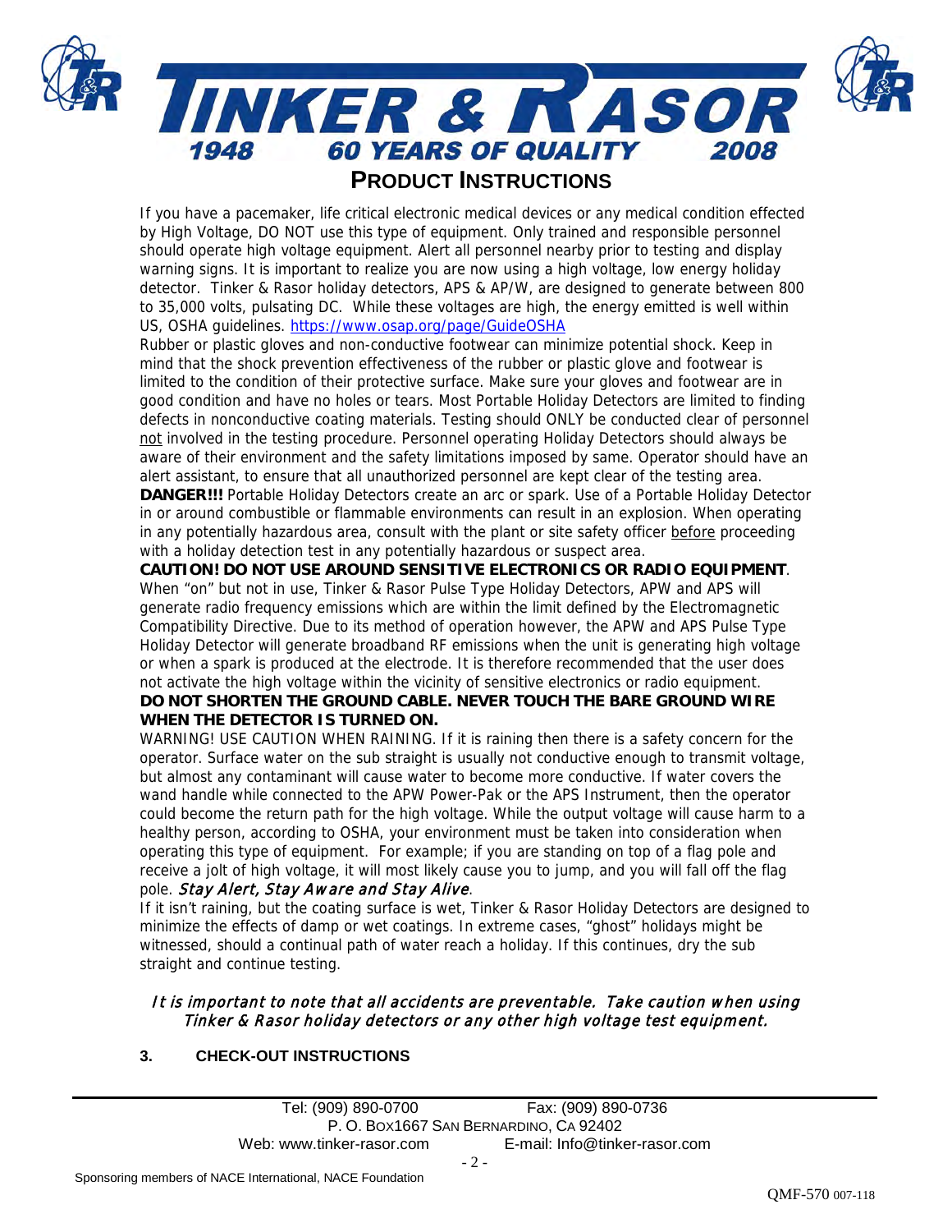## PRODUCT INSTRUCTIONS

If you have a pacemaker, life critical electronic medical devices or any medical condition effected by High Voltage, DO NOT use this type of equipment. Only trained and responsible personnel should operate high voltage equipment. Alert all personnel nearby prior to testing and display warning signs. It is important to realize you are now using a high voltage, low energy holiday detector. Tinker & Rasor holiday detectors, APS & AP/W, are designed to generate between 800 to 35,000 volts, pulsating DC. While these voltages are high, the energy emitted is well within US, OSHA guidelines. https://www.osap.org/page/GuideOSHA

Rubber or plastic gloves and non-conductive footwear can minimize potential shock. Keep in mind that the shock prevention effectiveness of the rubber or plastic glove and footwear is limited to the condition of their protective surface. Make sure your gloves and footwear are in good condition and have no holes or tears. Most Portable Holiday Detectors are limited to finding defects in nonconductive coating materials. Testing should ONLY be conducted clear of personnel not involved in the testing procedure. Personnel operating Holiday Detectors should always be aware of their environment and the safety limitations imposed by same. Operator should have an alert assistant, to ensure that all unauthorized personnel are kept clear of the testing area.

**DANGER!!!** Portable Holiday Detectors create an arc or spark. Use of a Portable Holiday Detector in or around combustible or flammable environments can result in an explosion. When operating in any potentially hazardous area, consult with the plant or site safety officer before proceeding with a holiday detection test in any potentially hazardous or suspect area.

**CAUTION! DO NOT USE AROUND SENSITIVE ELECTRONICS OR RADIO EQUIPMENT**. When "on" but not in use, Tinker & Rasor Pulse Type Holiday Detectors, APW and APS will generate radio frequency emissions which are within the limit defined by the Electromagnetic Compatibility Directive. Due to its method of operation however, the APW and APS Pulse Type Holiday Detector will generate broadband RF emissions when the unit is generating high voltage or when a spark is produced at the electrode. It is therefore recommended that the user does not activate the high voltage within the vicinity of sensitive electronics or radio equipment.

**DO NOT SHORTEN THE GROUND CABLE. NEVER TOUCH THE BARE GROUND WIRE WHEN THE DETECTOR IS TURNED ON.**

WARNING! USE CAUTION WHEN RAINING. If it is raining then there is a safety concern for the operator. Surface water on the sub straight is usually not conductive enough to transmit voltage, but almost any contaminant will cause water to become more conductive. If water covers the wand handle while connected to the APW Power-Pak or the APS Instrument, then the operator could become the return path for the high voltage. While the output voltage will cause harm to a healthy person, according to OSHA, your environment must be taken into consideration when operating this type of equipment. For example; if you are standing on top of a flag pole and receive a jolt of high voltage, it will most likely cause you to jump, and you will fall off the flag pole. *Stay Alert, Stay Aware and Stay Alive*.

If it isn't raining, but the coating surface is wet, Tinker & Rasor Holiday Detectors are designed to minimize the effects of damp or wet coatings. In extreme cases, "ghost" holidays might be witnessed, should a continual path of water reach a holiday. If this continues, dry the sub straight and continue testing.

*It is important to note that all accidents are preventable. Take caution when using Tinker & Rasor holiday detectors or any other high voltage test equipment.*

## 3. CHECK-OUT INSTRUCTIONS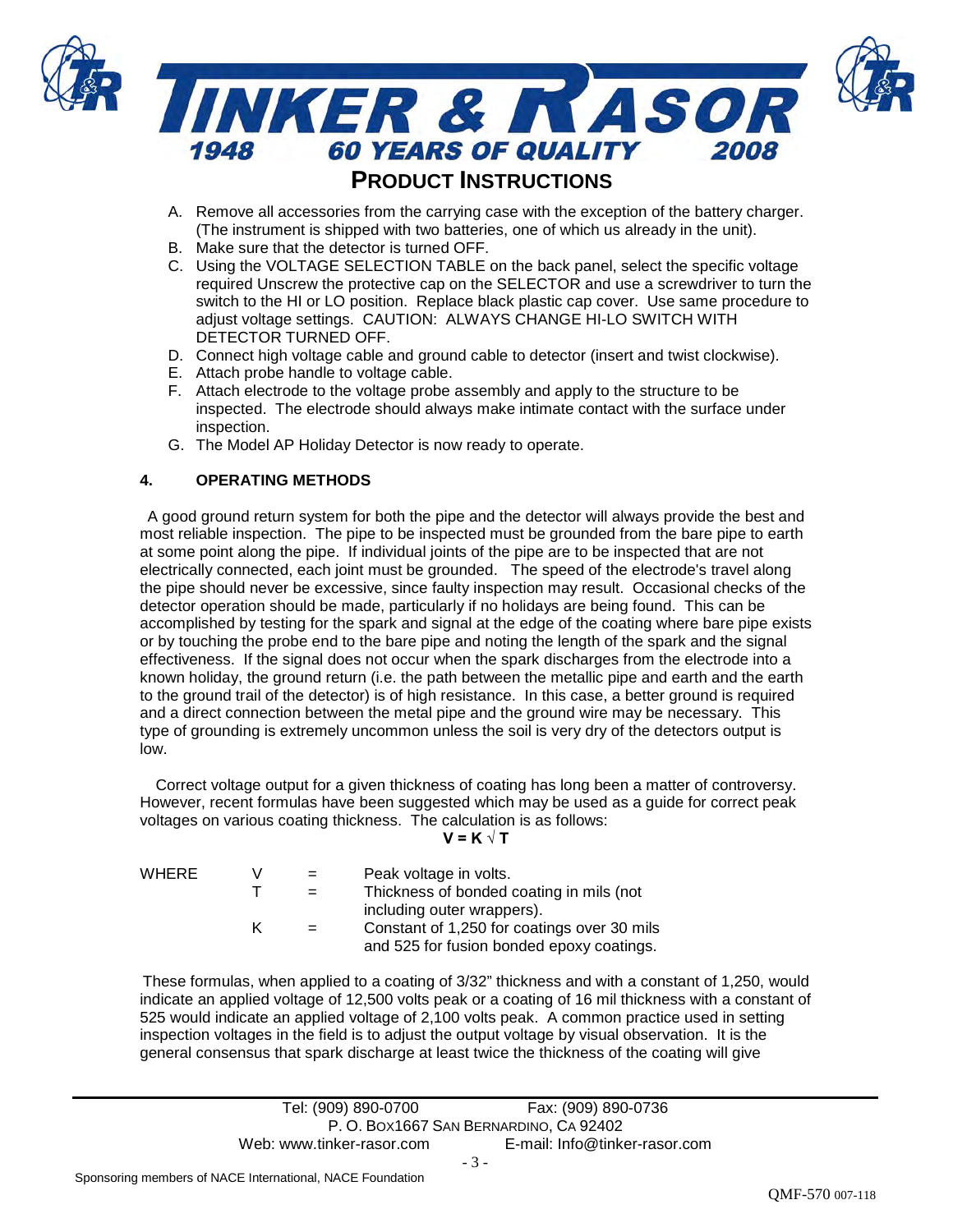A. Remove all accessories from the carrying case with the exception of the battery charger. (The instrument is shipped with two batteries, one of which us already in the unit).
B. Make sure that the detector is turned OFF.
C. Using the VOLTAGE SELECTION TABLE on the back panel, select the specific voltage required Unscrew the protective cap on the SELECTOR and use a screwdriver to turn the switch to the HI or LO position. Replace black plastic cap cover. Use same procedure to adjust voltage settings. CAUTION: ALWAYS CHANGE HI-LO SWITCH WITH DETECTOR TURNED OFF.
D. Connect high voltage cable and ground cable to detector (insert and twist clockwise).
E. Attach probe handle to voltage cable.
F. Attach electrode to the voltage probe assembly and apply to the structure to be inspected. The electrode should always make intimate contact with the surface under inspection.
G. The Model AP Holiday Detector is now ready to operate.

## 4. OPERATING METHODS

A good ground return system for both the pipe and the detector will always provide the best and most reliable inspection. The pipe to be inspected must be grounded from the bare pipe to earth at some point along the pipe. If individual joints of the pipe are to be inspected that are not electrically connected, each joint must be grounded. The speed of the electrode's travel along the pipe should never be excessive, since faulty inspection may result. Occasional checks of the detector operation should be made, particularly if no holidays are being found. This can be accomplished by testing for the spark and signal at the edge of the coating where bare pipe exists or by touching the probe end to the bare pipe and noting the length of the spark and the signal effectiveness. If the signal does not occur when the spark discharges from the electrode into a known holiday, the ground return (i.e. the path between the metallic pipe and earth and the earth to the ground trail of the detector) is of high resistance. In this case, a better ground is required and a direct connection between the metal pipe and the ground wire may be necessary. This type of grounding is extremely uncommon unless the soil is very dry of the detectors output is low.

Correct voltage output for a given thickness of coating has long been a matter of controversy. However, recent formulas have been suggested which may be used as a guide for correct peak voltages on various coating thickness. The calculation is as follows:

$$V = K \sqrt{T}$$

| WHERE | | | |
|---|---|---|---|
| | V | = | Peak voltage in volts. |
| | T | = | Thickness of bonded coating in mils (not including outer wrappers). |
| | K | = | Constant of 1,250 for coatings over 30 mils and 525 for fusion bonded epoxy coatings. |

These formulas, when applied to a coating of 3/32" thickness and with a constant of 1,250, would indicate an applied voltage of 12,500 volts peak or a coating of 16 mil thickness with a constant of 525 would indicate an applied voltage of 2,100 volts peak. A common practice used in setting inspection voltages in the field is to adjust the output voltage by visual observation. It is the general consensus that spark discharge at least twice the thickness of the coating will give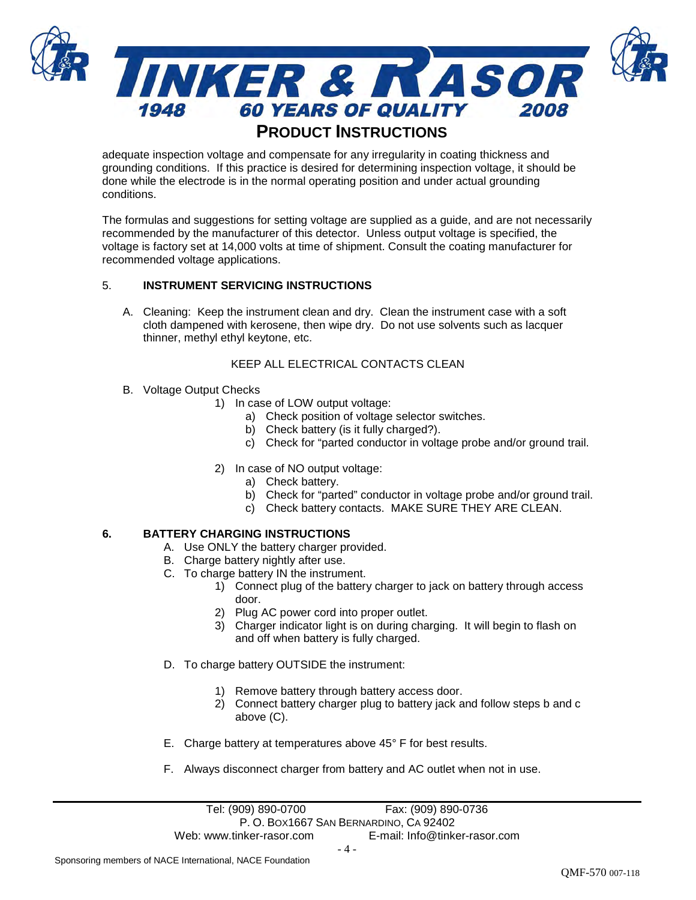adequate inspection voltage and compensate for any irregularity in coating thickness and grounding conditions. If this practice is desired for determining inspection voltage, it should be done while the electrode is in the normal operating position and under actual grounding conditions.

The formulas and suggestions for setting voltage are supplied as a guide, and are not necessarily recommended by the manufacturer of this detector. Unless output voltage is specified, the voltage is factory set at 14,000 volts at time of shipment. Consult the coating manufacturer for recommended voltage applications.

## 5. INSTRUMENT SERVICING INSTRUCTIONS

A. Cleaning: Keep the instrument clean and dry. Clean the instrument case with a soft cloth dampened with kerosene, then wipe dry. Do not use solvents such as lacquer thinner, methyl ethyl keytone, etc.

KEEP ALL ELECTRICAL CONTACTS CLEAN

B. Voltage Output Checks

1) In case of LOW output voltage:
   a) Check position of voltage selector switches.
   b) Check battery (is it fully charged?).
   c) Check for "parted conductor in voltage probe and/or ground trail.

2) In case of NO output voltage:
   a) Check battery.
   b) Check for "parted" conductor in voltage probe and/or ground trail.
   c) Check battery contacts. MAKE SURE THEY ARE CLEAN.

## 6. BATTERY CHARGING INSTRUCTIONS

A. Use ONLY the battery charger provided.

B. Charge battery nightly after use.

C. To charge battery IN the instrument.
   1) Connect plug of the battery charger to jack on battery through access door.
   2) Plug AC power cord into proper outlet.
   3) Charger indicator light is on during charging. It will begin to flash on and off when battery is fully charged.

D. To charge battery OUTSIDE the instrument:
   1) Remove battery through battery access door.
   2) Connect battery charger plug to battery jack and follow steps b and c above (C).

E. Charge battery at temperatures above 45° F for best results.

F. Always disconnect charger from battery and AC outlet when not in use.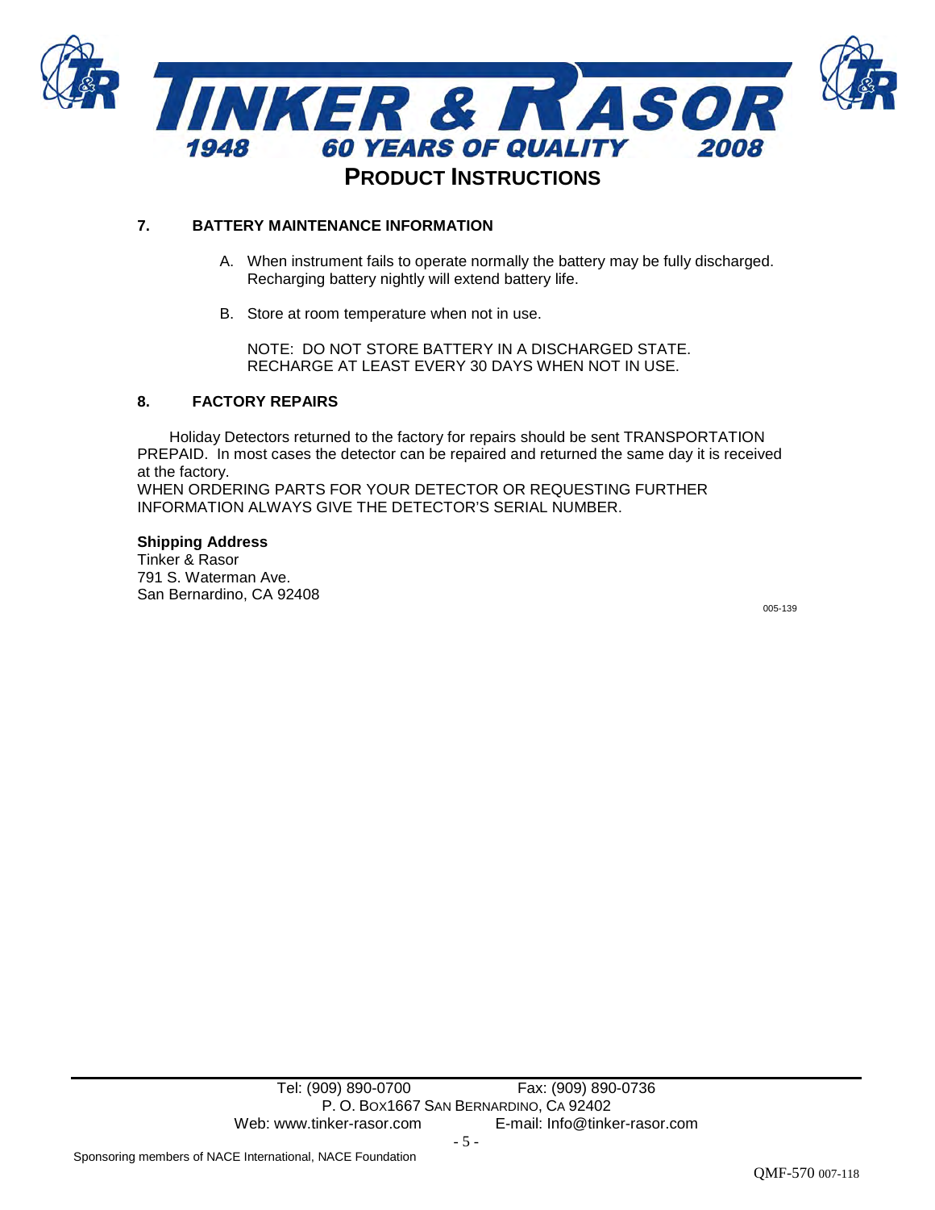## 7. BATTERY MAINTENANCE INFORMATION

A. When instrument fails to operate normally the battery may be fully discharged. Recharging battery nightly will extend battery life.

B. Store at room temperature when not in use.

NOTE: DO NOT STORE BATTERY IN A DISCHARGED STATE. RECHARGE AT LEAST EVERY 30 DAYS WHEN NOT IN USE.

## 8. FACTORY REPAIRS

Holiday Detectors returned to the factory for repairs should be sent TRANSPORTATION PREPAID. In most cases the detector can be repaired and returned the same day it is received at the factory.
WHEN ORDERING PARTS FOR YOUR DETECTOR OR REQUESTING FURTHER INFORMATION ALWAYS GIVE THE DETECTOR'S SERIAL NUMBER.

**Shipping Address**
Tinker & Rasor
791 S. Waterman Ave.
San Bernardino, CA 92408

005-139

Sponsoring members of NACE International, NACE Foundation